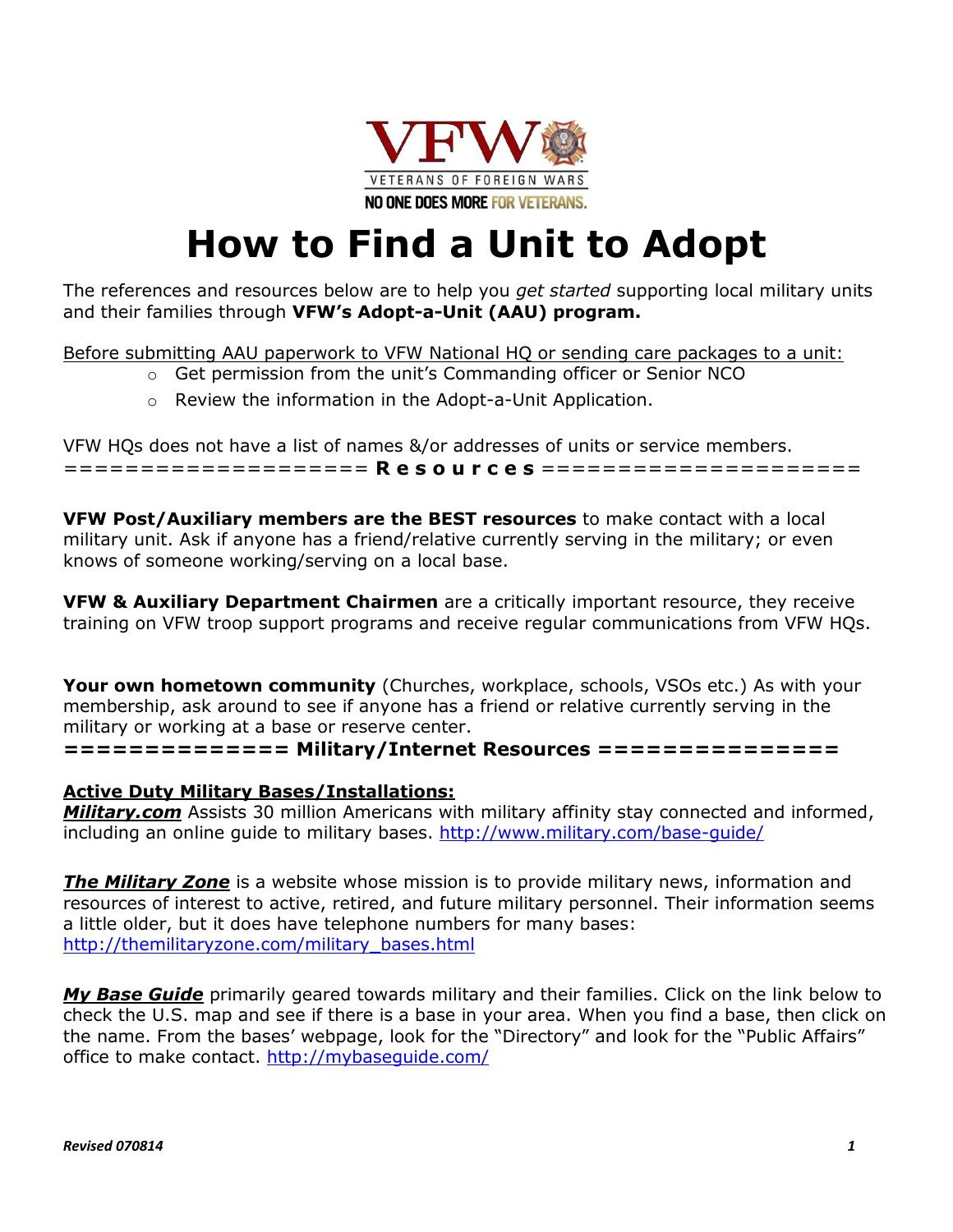VFW

VETERANS OF FOREIGN WARS

NO ONE DOES MORE FOR VETERANS.

# How to Find a Unit to Adopt

The references and resources below are to help you *get started* supporting local military units and their families through **VFW's Adopt-a-Unit (AAU) program.**

<u>Before submitting AAU paperwork to VFW National HQ or sending care packages to a unit:</u>

- Get permission from the unit's Commanding officer or Senior NCO
- Review the information in the Adopt-a-Unit Application.

VFW HQs does not have a list of names &/or addresses of units or service members.

=================== **R e s o u r c e s** =====================

**VFW Post/Auxiliary members are the BEST resources** to make contact with a local military unit. Ask if anyone has a friend/relative currently serving in the military; or even knows of someone working/serving on a local base.

**VFW & Auxiliary Department Chairmen** are a critically important resource, they receive training on VFW troop support programs and receive regular communications from VFW HQs.

**Your own hometown community** (Churches, workplace, schools, VSOs etc.) As with your membership, ask around to see if anyone has a friend or relative currently serving in the military or working at a base or reserve center.

**============== Military/Internet Resources ===============**

**<u>Active Duty Military Bases/Installations:</u>**

***<u>Military.com</u>*** Assists 30 million Americans with military affinity stay connected and informed, including an online guide to military bases. http://www.military.com/base-guide/

***<u>The Military Zone</u>*** is a website whose mission is to provide military news, information and resources of interest to active, retired, and future military personnel. Their information seems a little older, but it does have telephone numbers for many bases: http://themilitaryzone.com/military_bases.html

***<u>My Base Guide</u>*** primarily geared towards military and their families. Click on the link below to check the U.S. map and see if there is a base in your area. When you find a base, then click on the name. From the bases' webpage, look for the "Directory" and look for the "Public Affairs" office to make contact. http://mybaseguide.com/

*Revised 070814*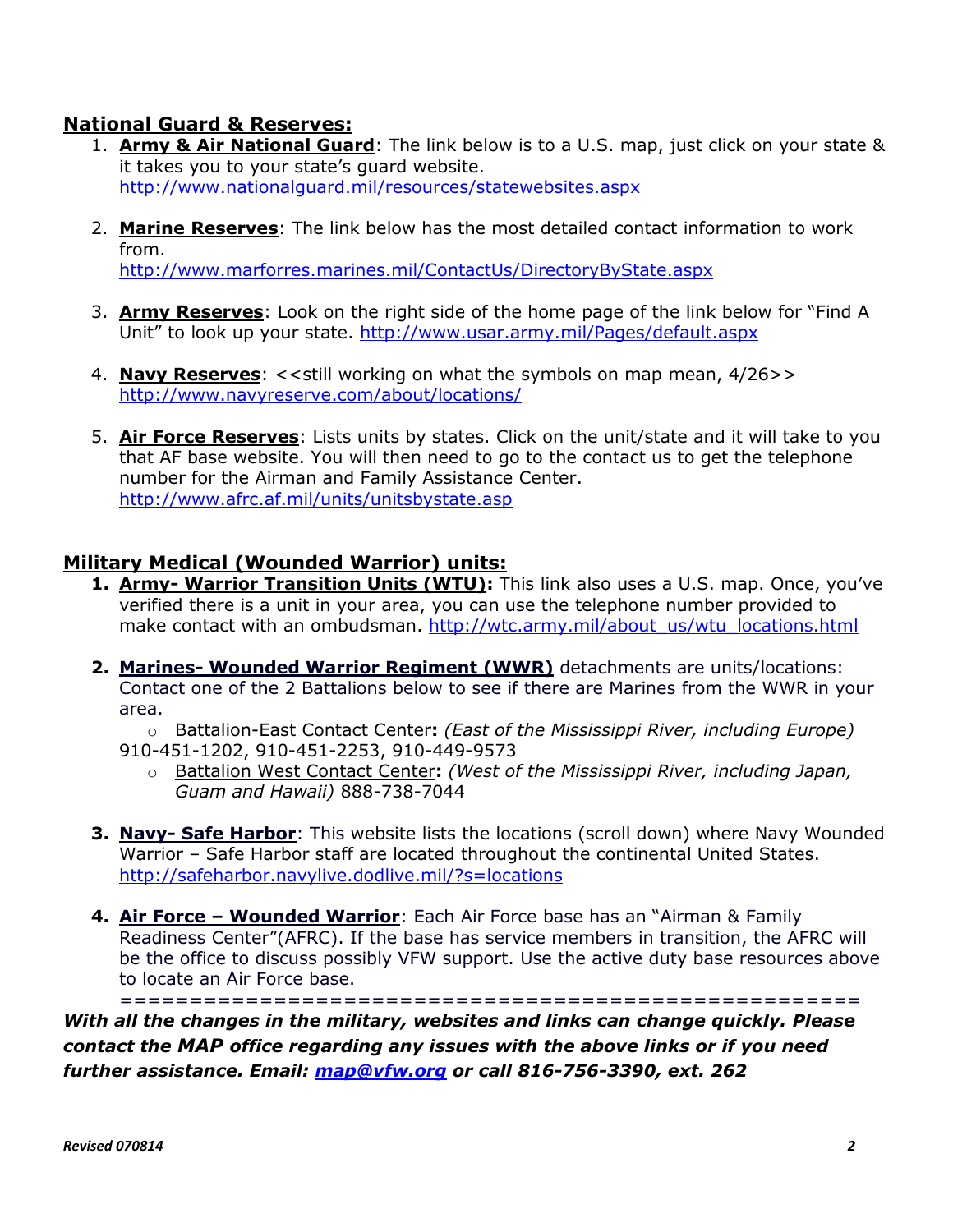## **National Guard & Reserves:**

1. **Army & Air National Guard**: The link below is to a U.S. map, just click on your state & it takes you to your state's guard website. http://www.nationalguard.mil/resources/statewebsites.aspx

2. **Marine Reserves**: The link below has the most detailed contact information to work from. http://www.marforres.marines.mil/ContactUs/DirectoryByState.aspx

3. **Army Reserves**: Look on the right side of the home page of the link below for "Find A Unit" to look up your state. http://www.usar.army.mil/Pages/default.aspx

4. **Navy Reserves**: <<still working on what the symbols on map mean, 4/26>> http://www.navyreserve.com/about/locations/

5. **Air Force Reserves**: Lists units by states. Click on the unit/state and it will take to you that AF base website. You will then need to go to the contact us to get the telephone number for the Airman and Family Assistance Center. http://www.afrc.af.mil/units/unitsbystate.asp

## **Military Medical (Wounded Warrior) units:**

1. **Army- Warrior Transition Units (WTU):** This link also uses a U.S. map. Once, you've verified there is a unit in your area, you can use the telephone number provided to make contact with an ombudsman. http://wtc.army.mil/about_us/wtu_locations.html

2. **Marines- Wounded Warrior Regiment (WWR)** detachments are units/locations: Contact one of the 2 Battalions below to see if there are Marines from the WWR in your area.
   - Battalion-East Contact Center**:** *(East of the Mississippi River, including Europe)* 910-451-1202, 910-451-2253, 910-449-9573
   - Battalion West Contact Center**:** *(West of the Mississippi River, including Japan, Guam and Hawaii)* 888-738-7044

3. **Navy- Safe Harbor**: This website lists the locations (scroll down) where Navy Wounded Warrior – Safe Harbor staff are located throughout the continental United States. http://safeharbor.navylive.dodlive.mil/?s=locations

4. **Air Force – Wounded Warrior**: Each Air Force base has an "Airman & Family Readiness Center"(AFRC). If the base has service members in transition, the AFRC will be the office to discuss possibly VFW support. Use the active duty base resources above to locate an Air Force base.

=====================================================

***With all the changes in the military, websites and links can change quickly. Please contact the MAP office regarding any issues with the above links or if you need further assistance. Email: map@vfw.org or call 816-756-3390, ext. 262***

*Revised 070814*